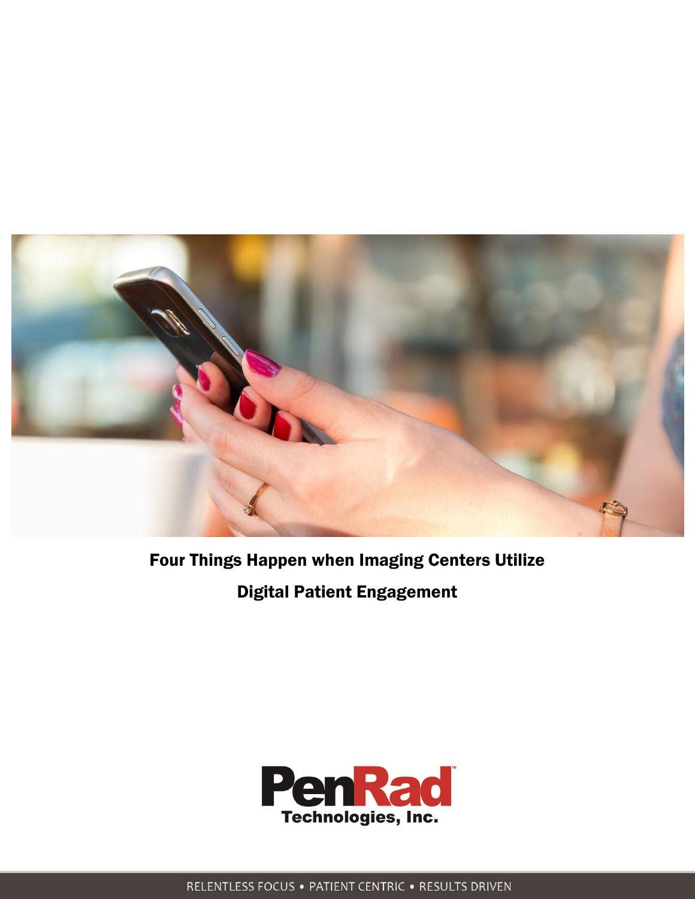# Four Things Happen when Imaging Centers Utilize Digital Patient Engagement

PenRad Technologies, Inc.

RELENTLESS FOCUS • PATIENT CENTRIC • RESULTS DRIVEN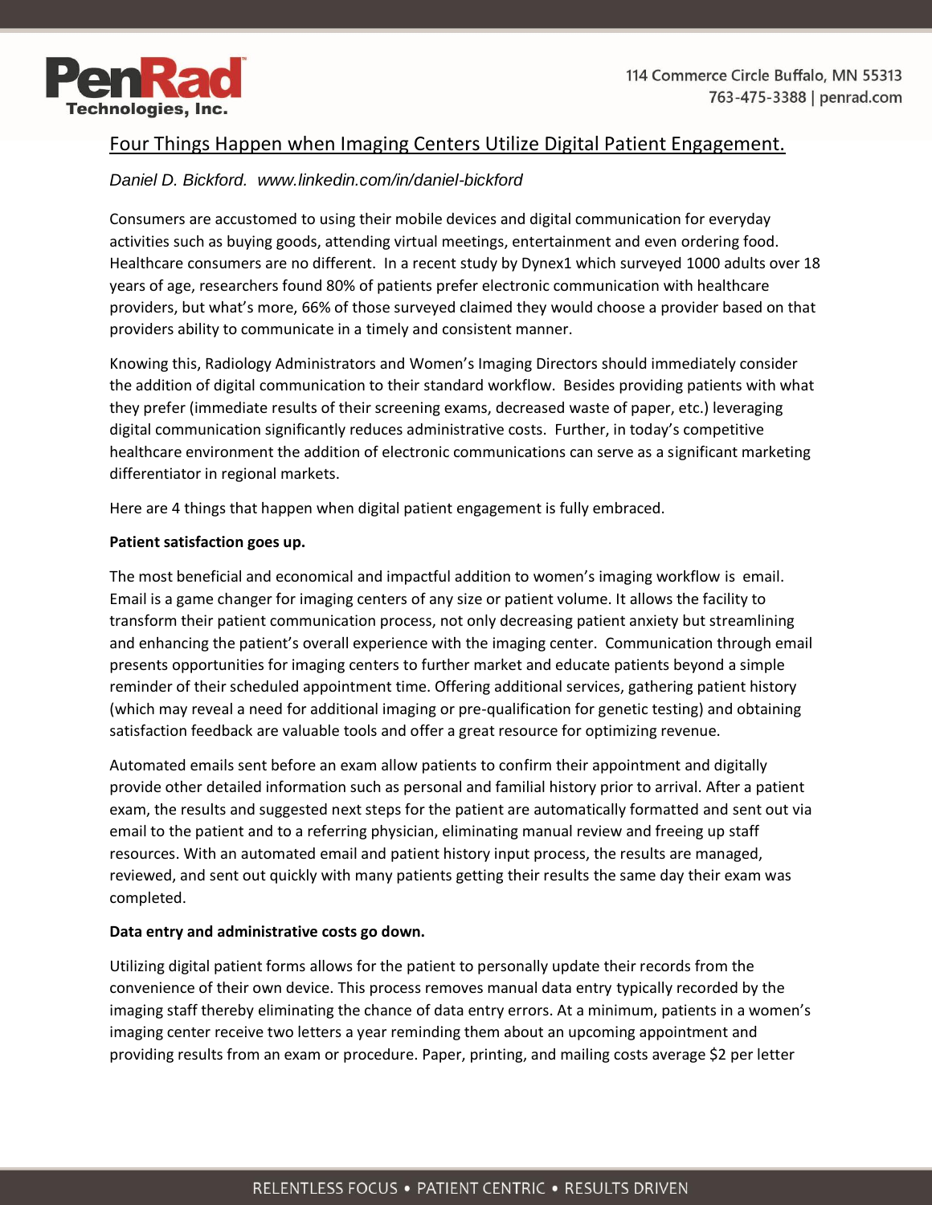## Four Things Happen when Imaging Centers Utilize Digital Patient Engagement.

*Daniel D. Bickford. www.linkedin.com/in/daniel-bickford*

Consumers are accustomed to using their mobile devices and digital communication for everyday activities such as buying goods, attending virtual meetings, entertainment and even ordering food. Healthcare consumers are no different. In a recent study by Dynex1 which surveyed 1000 adults over 18 years of age, researchers found 80% of patients prefer electronic communication with healthcare providers, but what's more, 66% of those surveyed claimed they would choose a provider based on that providers ability to communicate in a timely and consistent manner.

Knowing this, Radiology Administrators and Women's Imaging Directors should immediately consider the addition of digital communication to their standard workflow. Besides providing patients with what they prefer (immediate results of their screening exams, decreased waste of paper, etc.) leveraging digital communication significantly reduces administrative costs. Further, in today's competitive healthcare environment the addition of electronic communications can serve as a significant marketing differentiator in regional markets.

Here are 4 things that happen when digital patient engagement is fully embraced.

**Patient satisfaction goes up.**

The most beneficial and economical and impactful addition to women's imaging workflow is email. Email is a game changer for imaging centers of any size or patient volume. It allows the facility to transform their patient communication process, not only decreasing patient anxiety but streamlining and enhancing the patient's overall experience with the imaging center. Communication through email presents opportunities for imaging centers to further market and educate patients beyond a simple reminder of their scheduled appointment time. Offering additional services, gathering patient history (which may reveal a need for additional imaging or pre-qualification for genetic testing) and obtaining satisfaction feedback are valuable tools and offer a great resource for optimizing revenue.

Automated emails sent before an exam allow patients to confirm their appointment and digitally provide other detailed information such as personal and familial history prior to arrival. After a patient exam, the results and suggested next steps for the patient are automatically formatted and sent out via email to the patient and to a referring physician, eliminating manual review and freeing up staff resources. With an automated email and patient history input process, the results are managed, reviewed, and sent out quickly with many patients getting their results the same day their exam was completed.

**Data entry and administrative costs go down.**

Utilizing digital patient forms allows for the patient to personally update their records from the convenience of their own device. This process removes manual data entry typically recorded by the imaging staff thereby eliminating the chance of data entry errors. At a minimum, patients in a women's imaging center receive two letters a year reminding them about an upcoming appointment and providing results from an exam or procedure. Paper, printing, and mailing costs average $2 per letter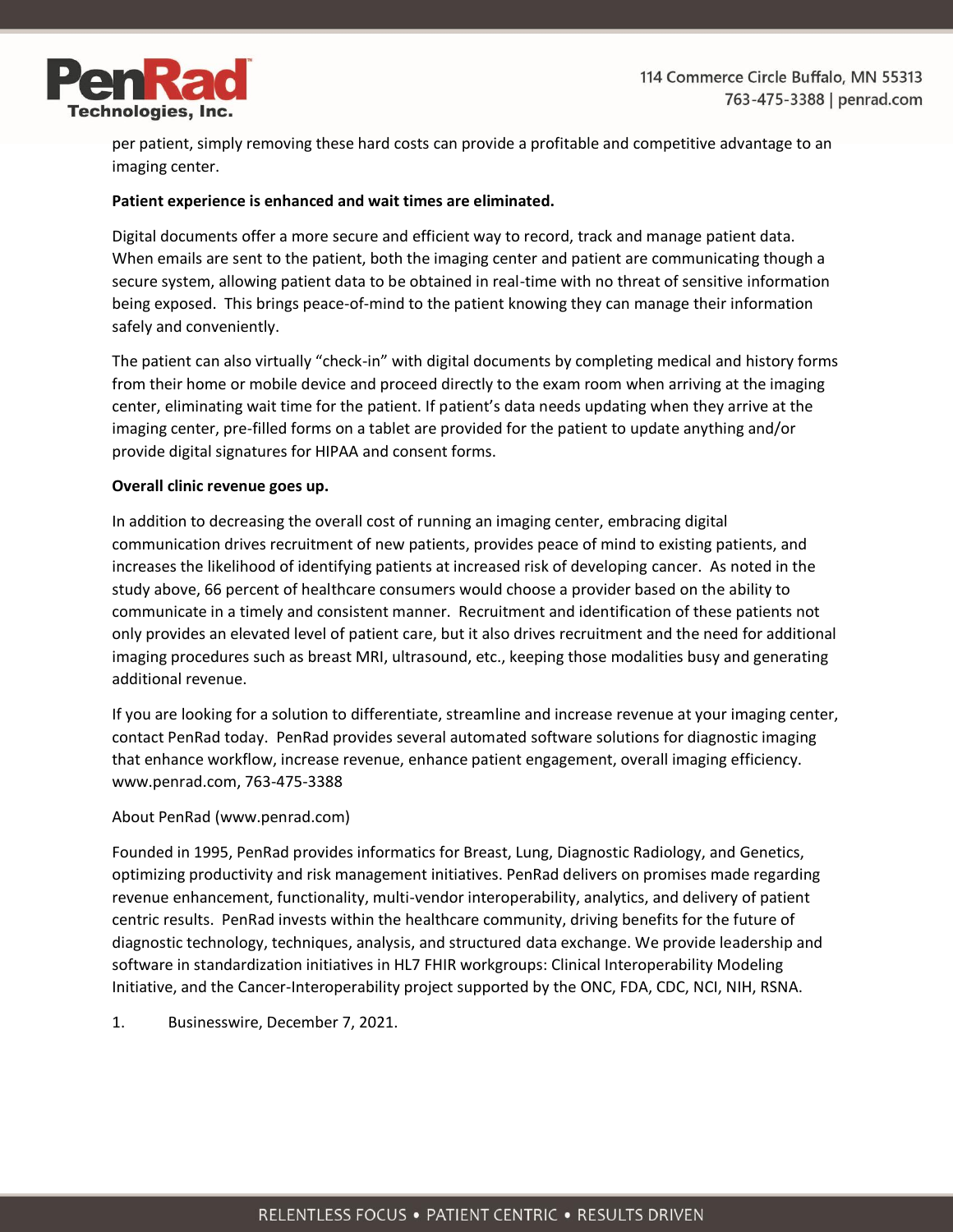per patient, simply removing these hard costs can provide a profitable and competitive advantage to an imaging center.

**Patient experience is enhanced and wait times are eliminated.**

Digital documents offer a more secure and efficient way to record, track and manage patient data. When emails are sent to the patient, both the imaging center and patient are communicating though a secure system, allowing patient data to be obtained in real-time with no threat of sensitive information being exposed. This brings peace-of-mind to the patient knowing they can manage their information safely and conveniently.

The patient can also virtually "check-in" with digital documents by completing medical and history forms from their home or mobile device and proceed directly to the exam room when arriving at the imaging center, eliminating wait time for the patient. If patient's data needs updating when they arrive at the imaging center, pre-filled forms on a tablet are provided for the patient to update anything and/or provide digital signatures for HIPAA and consent forms.

**Overall clinic revenue goes up.**

In addition to decreasing the overall cost of running an imaging center, embracing digital communication drives recruitment of new patients, provides peace of mind to existing patients, and increases the likelihood of identifying patients at increased risk of developing cancer. As noted in the study above, 66 percent of healthcare consumers would choose a provider based on the ability to communicate in a timely and consistent manner. Recruitment and identification of these patients not only provides an elevated level of patient care, but it also drives recruitment and the need for additional imaging procedures such as breast MRI, ultrasound, etc., keeping those modalities busy and generating additional revenue.

If you are looking for a solution to differentiate, streamline and increase revenue at your imaging center, contact PenRad today. PenRad provides several automated software solutions for diagnostic imaging that enhance workflow, increase revenue, enhance patient engagement, overall imaging efficiency. www.penrad.com, 763-475-3388

About PenRad (www.penrad.com)

Founded in 1995, PenRad provides informatics for Breast, Lung, Diagnostic Radiology, and Genetics, optimizing productivity and risk management initiatives. PenRad delivers on promises made regarding revenue enhancement, functionality, multi-vendor interoperability, analytics, and delivery of patient centric results. PenRad invests within the healthcare community, driving benefits for the future of diagnostic technology, techniques, analysis, and structured data exchange. We provide leadership and software in standardization initiatives in HL7 FHIR workgroups: Clinical Interoperability Modeling Initiative, and the Cancer-Interoperability project supported by the ONC, FDA, CDC, NCI, NIH, RSNA.

1. Businesswire, December 7, 2021.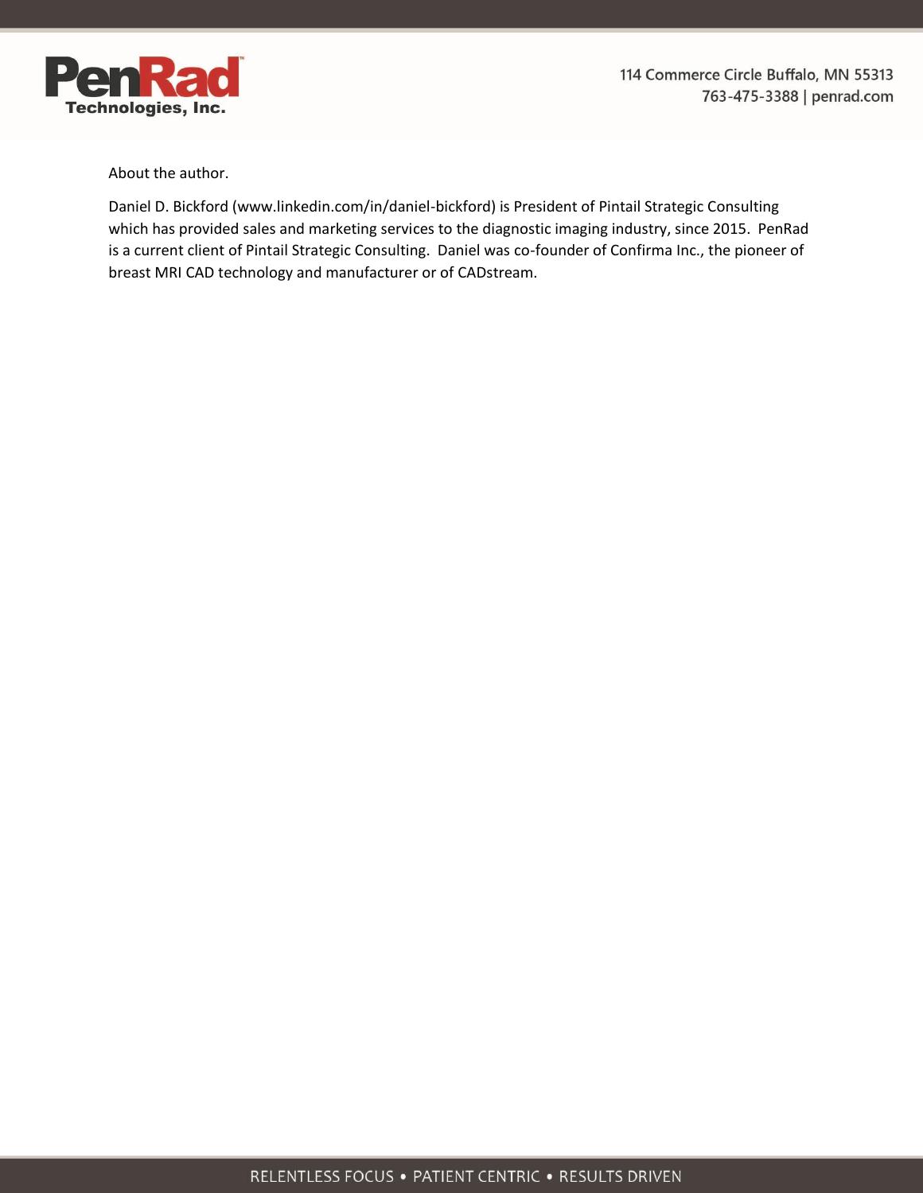About the author.

Daniel D. Bickford (www.linkedin.com/in/daniel-bickford) is President of Pintail Strategic Consulting which has provided sales and marketing services to the diagnostic imaging industry, since 2015. PenRad is a current client of Pintail Strategic Consulting. Daniel was co-founder of Confirma Inc., the pioneer of breast MRI CAD technology and manufacturer or of CADstream.